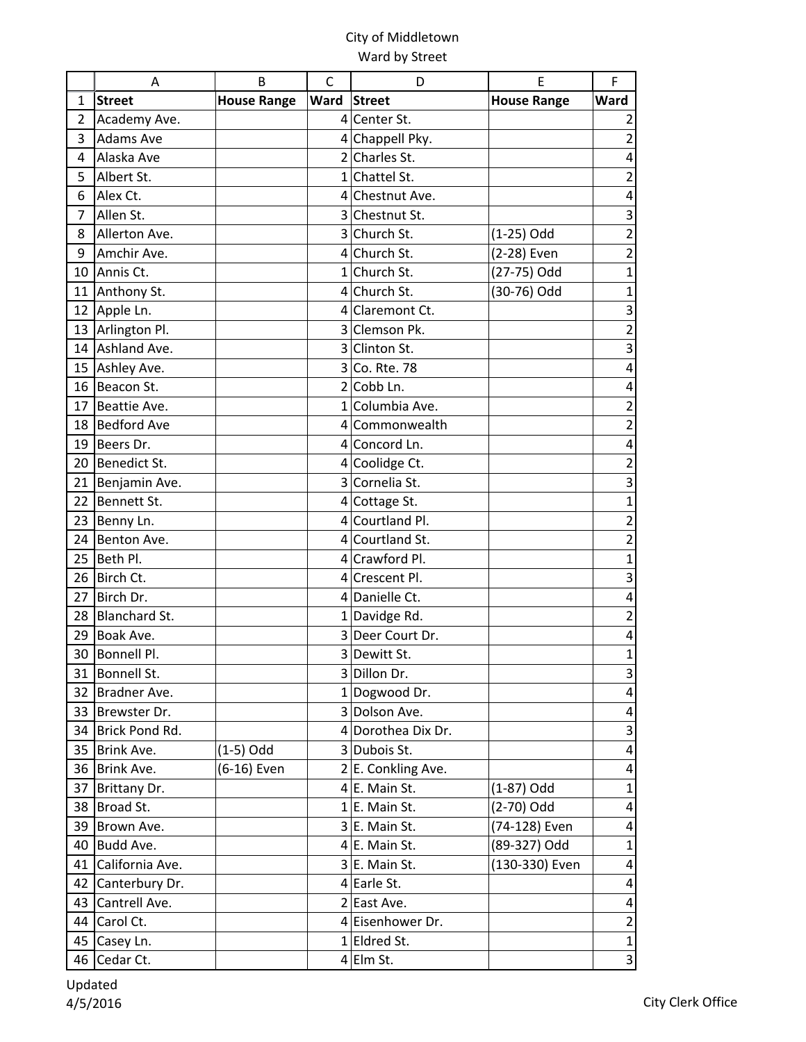City of Middletown
Ward by Street

| | A | B | C | D | E | F |
|---|---|---|---|---|---|---|
| 1 | **Street** | **House Range** | **Ward** | **Street** | **House Range** | **Ward** |
| 2 | Academy Ave. | | 4 | Center St. | | 2 |
| 3 | Adams Ave | | 4 | Chappell Pky. | | 2 |
| 4 | Alaska Ave | | 2 | Charles St. | | 4 |
| 5 | Albert St. | | 1 | Chattel St. | | 2 |
| 6 | Alex Ct. | | 4 | Chestnut Ave. | | 4 |
| 7 | Allen St. | | 3 | Chestnut St. | | 3 |
| 8 | Allerton Ave. | | 3 | Church St. | (1-25) Odd | 2 |
| 9 | Amchir Ave. | | 4 | Church St. | (2-28) Even | 2 |
| 10 | Annis Ct. | | 1 | Church St. | (27-75) Odd | 1 |
| 11 | Anthony St. | | 4 | Church St. | (30-76) Odd | 1 |
| 12 | Apple Ln. | | 4 | Claremont Ct. | | 3 |
| 13 | Arlington Pl. | | 3 | Clemson Pk. | | 2 |
| 14 | Ashland Ave. | | 3 | Clinton St. | | 3 |
| 15 | Ashley Ave. | | 3 | Co. Rte. 78 | | 4 |
| 16 | Beacon St. | | 2 | Cobb Ln. | | 4 |
| 17 | Beattie Ave. | | 1 | Columbia Ave. | | 2 |
| 18 | Bedford Ave | | 4 | Commonwealth | | 2 |
| 19 | Beers Dr. | | 4 | Concord Ln. | | 4 |
| 20 | Benedict St. | | 4 | Coolidge Ct. | | 2 |
| 21 | Benjamin Ave. | | 3 | Cornelia St. | | 3 |
| 22 | Bennett St. | | 4 | Cottage St. | | 1 |
| 23 | Benny Ln. | | 4 | Courtland Pl. | | 2 |
| 24 | Benton Ave. | | 4 | Courtland St. | | 2 |
| 25 | Beth Pl. | | 4 | Crawford Pl. | | 1 |
| 26 | Birch Ct. | | 4 | Crescent Pl. | | 3 |
| 27 | Birch Dr. | | 4 | Danielle Ct. | | 4 |
| 28 | Blanchard St. | | 1 | Davidge Rd. | | 2 |
| 29 | Boak Ave. | | 3 | Deer Court Dr. | | 4 |
| 30 | Bonnell Pl. | | 3 | Dewitt St. | | 1 |
| 31 | Bonnell St. | | 3 | Dillon Dr. | | 3 |
| 32 | Bradner Ave. | | 1 | Dogwood Dr. | | 4 |
| 33 | Brewster Dr. | | 3 | Dolson Ave. | | 4 |
| 34 | Brick Pond Rd. | | 4 | Dorothea Dix Dr. | | 3 |
| 35 | Brink Ave. | (1-5) Odd | 3 | Dubois St. | | 4 |
| 36 | Brink Ave. | (6-16) Even | 2 | E. Conkling Ave. | | 4 |
| 37 | Brittany Dr. | | 4 | E. Main St. | (1-87) Odd | 1 |
| 38 | Broad St. | | 1 | E. Main St. | (2-70) Odd | 4 |
| 39 | Brown Ave. | | 3 | E. Main St. | (74-128) Even | 4 |
| 40 | Budd Ave. | | 4 | E. Main St. | (89-327) Odd | 1 |
| 41 | California Ave. | | 3 | E. Main St. | (130-330) Even | 4 |
| 42 | Canterbury Dr. | | 4 | Earle St. | | 4 |
| 43 | Cantrell Ave. | | 2 | East Ave. | | 4 |
| 44 | Carol Ct. | | 4 | Eisenhower Dr. | | 2 |
| 45 | Casey Ln. | | 1 | Eldred St. | | 1 |
| 46 | Cedar Ct. | | 4 | Elm St. | | 3 |

Updated
4/5/2016

City Clerk Office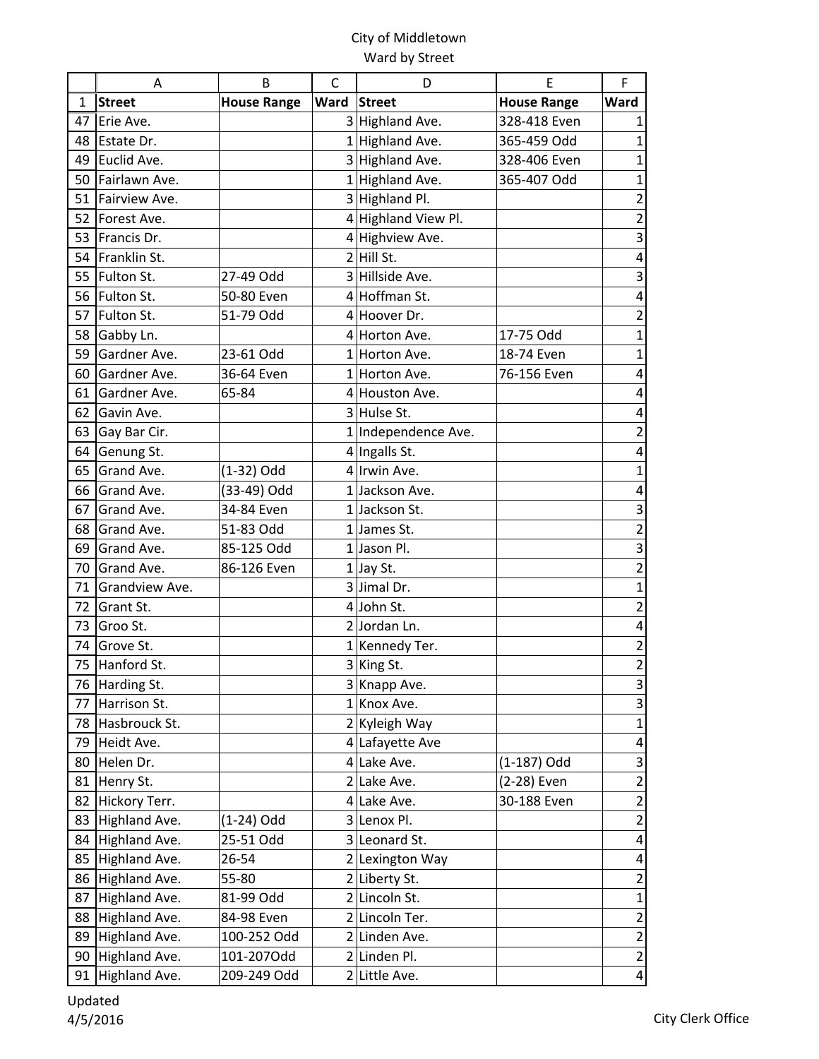City of Middletown
Ward by Street

| | A | B | C | D | E | F |
|---|---|---|---|---|---|---|
| 1 | **Street** | **House Range** | **Ward** | **Street** | **House Range** | **Ward** |
| 47 | Erie Ave. | | 3 | Highland Ave. | 328-418 Even | 1 |
| 48 | Estate Dr. | | 1 | Highland Ave. | 365-459 Odd | 1 |
| 49 | Euclid Ave. | | 3 | Highland Ave. | 328-406 Even | 1 |
| 50 | Fairlawn Ave. | | 1 | Highland Ave. | 365-407 Odd | 1 |
| 51 | Fairview Ave. | | 3 | Highland Pl. | | 2 |
| 52 | Forest Ave. | | 4 | Highland View Pl. | | 2 |
| 53 | Francis Dr. | | 4 | Highview Ave. | | 3 |
| 54 | Franklin St. | | 2 | Hill St. | | 4 |
| 55 | Fulton St. | 27-49 Odd | 3 | Hillside Ave. | | 3 |
| 56 | Fulton St. | 50-80 Even | 4 | Hoffman St. | | 4 |
| 57 | Fulton St. | 51-79 Odd | 4 | Hoover Dr. | | 2 |
| 58 | Gabby Ln. | | 4 | Horton Ave. | 17-75 Odd | 1 |
| 59 | Gardner Ave. | 23-61 Odd | 1 | Horton Ave. | 18-74 Even | 1 |
| 60 | Gardner Ave. | 36-64 Even | 1 | Horton Ave. | 76-156 Even | 4 |
| 61 | Gardner Ave. | 65-84 | 4 | Houston Ave. | | 4 |
| 62 | Gavin Ave. | | 3 | Hulse St. | | 4 |
| 63 | Gay Bar Cir. | | 1 | Independence Ave. | | 2 |
| 64 | Genung St. | | 4 | Ingalls St. | | 4 |
| 65 | Grand Ave. | (1-32) Odd | 4 | Irwin Ave. | | 1 |
| 66 | Grand Ave. | (33-49) Odd | 1 | Jackson Ave. | | 4 |
| 67 | Grand Ave. | 34-84 Even | 1 | Jackson St. | | 3 |
| 68 | Grand Ave. | 51-83 Odd | 1 | James St. | | 2 |
| 69 | Grand Ave. | 85-125 Odd | 1 | Jason Pl. | | 3 |
| 70 | Grand Ave. | 86-126 Even | 1 | Jay St. | | 2 |
| 71 | Grandview Ave. | | 3 | Jimal Dr. | | 1 |
| 72 | Grant St. | | 4 | John St. | | 2 |
| 73 | Groo St. | | 2 | Jordan Ln. | | 4 |
| 74 | Grove St. | | 1 | Kennedy Ter. | | 2 |
| 75 | Hanford St. | | 3 | King St. | | 2 |
| 76 | Harding St. | | 3 | Knapp Ave. | | 3 |
| 77 | Harrison St. | | 1 | Knox Ave. | | 3 |
| 78 | Hasbrouck St. | | 2 | Kyleigh Way | | 1 |
| 79 | Heidt Ave. | | 4 | Lafayette Ave | | 4 |
| 80 | Helen Dr. | | 4 | Lake Ave. | (1-187) Odd | 3 |
| 81 | Henry St. | | 2 | Lake Ave. | (2-28) Even | 2 |
| 82 | Hickory Terr. | | 4 | Lake Ave. | 30-188 Even | 2 |
| 83 | Highland Ave. | (1-24) Odd | 3 | Lenox Pl. | | 2 |
| 84 | Highland Ave. | 25-51 Odd | 3 | Leonard St. | | 4 |
| 85 | Highland Ave. | 26-54 | 2 | Lexington Way | | 4 |
| 86 | Highland Ave. | 55-80 | 2 | Liberty St. | | 2 |
| 87 | Highland Ave. | 81-99 Odd | 2 | Lincoln St. | | 1 |
| 88 | Highland Ave. | 84-98 Even | 2 | Lincoln Ter. | | 2 |
| 89 | Highland Ave. | 100-252 Odd | 2 | Linden Ave. | | 2 |
| 90 | Highland Ave. | 101-207Odd | 2 | Linden Pl. | | 2 |
| 91 | Highland Ave. | 209-249 Odd | 2 | Little Ave. | | 4 |

Updated
4/5/2016

City Clerk Office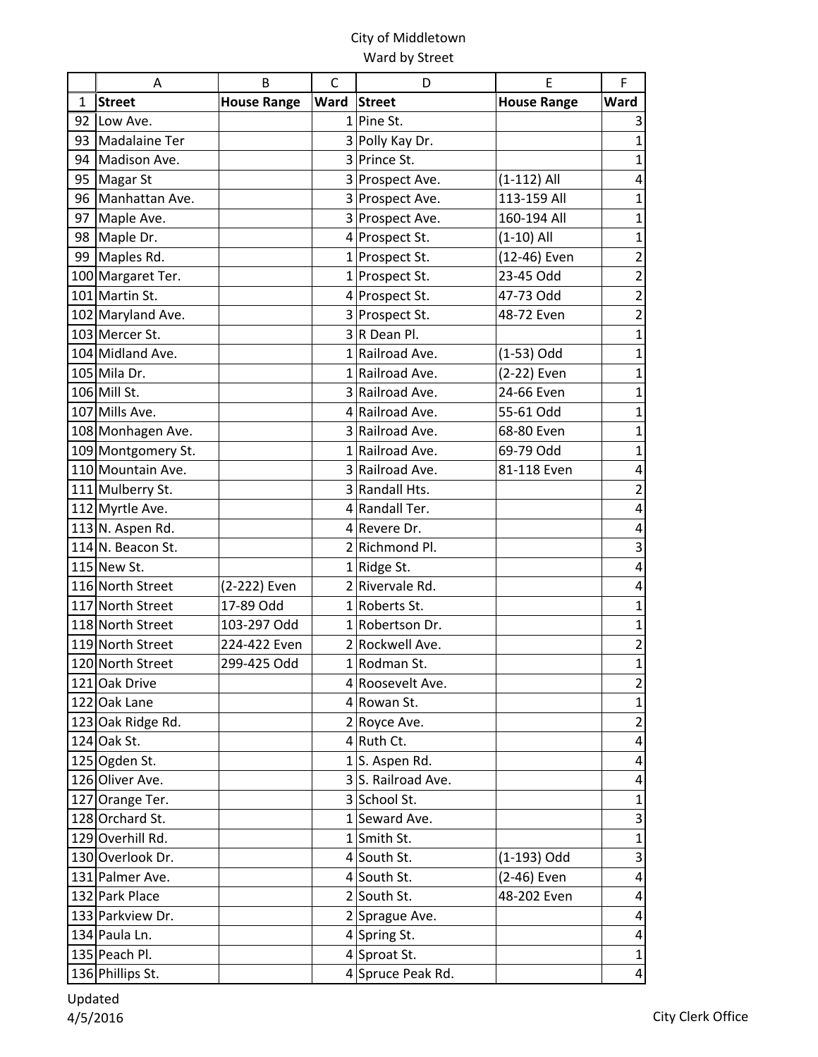City of Middletown
Ward by Street

|  | A | B | C | D | E | F |
|---|---|---|---|---|---|---|
| 1 | **Street** | **House Range** | **Ward** | **Street** | **House Range** | **Ward** |
| 92 | Low Ave. |  | 1 | Pine St. |  | 3 |
| 93 | Madalaine Ter |  | 3 | Polly Kay Dr. |  | 1 |
| 94 | Madison Ave. |  | 3 | Prince St. |  | 1 |
| 95 | Magar St |  | 3 | Prospect Ave. | (1-112) All | 4 |
| 96 | Manhattan Ave. |  | 3 | Prospect Ave. | 113-159 All | 1 |
| 97 | Maple Ave. |  | 3 | Prospect Ave. | 160-194 All | 1 |
| 98 | Maple Dr. |  | 4 | Prospect St. | (1-10) All | 1 |
| 99 | Maples Rd. |  | 1 | Prospect St. | (12-46) Even | 2 |
| 100 | Margaret Ter. |  | 1 | Prospect St. | 23-45 Odd | 2 |
| 101 | Martin St. |  | 4 | Prospect St. | 47-73 Odd | 2 |
| 102 | Maryland Ave. |  | 3 | Prospect St. | 48-72 Even | 2 |
| 103 | Mercer St. |  | 3 | R Dean Pl. |  | 1 |
| 104 | Midland Ave. |  | 1 | Railroad Ave. | (1-53) Odd | 1 |
| 105 | Mila Dr. |  | 1 | Railroad Ave. | (2-22) Even | 1 |
| 106 | Mill St. |  | 3 | Railroad Ave. | 24-66 Even | 1 |
| 107 | Mills Ave. |  | 4 | Railroad Ave. | 55-61 Odd | 1 |
| 108 | Monhagen Ave. |  | 3 | Railroad Ave. | 68-80 Even | 1 |
| 109 | Montgomery St. |  | 1 | Railroad Ave. | 69-79 Odd | 1 |
| 110 | Mountain Ave. |  | 3 | Railroad Ave. | 81-118 Even | 4 |
| 111 | Mulberry St. |  | 3 | Randall Hts. |  | 2 |
| 112 | Myrtle Ave. |  | 4 | Randall Ter. |  | 4 |
| 113 | N. Aspen Rd. |  | 4 | Revere Dr. |  | 4 |
| 114 | N. Beacon St. |  | 2 | Richmond Pl. |  | 3 |
| 115 | New St. |  | 1 | Ridge St. |  | 4 |
| 116 | North Street | (2-222) Even | 2 | Rivervale Rd. |  | 4 |
| 117 | North Street | 17-89 Odd | 1 | Roberts St. |  | 1 |
| 118 | North Street | 103-297 Odd | 1 | Robertson Dr. |  | 1 |
| 119 | North Street | 224-422 Even | 2 | Rockwell Ave. |  | 2 |
| 120 | North Street | 299-425 Odd | 1 | Rodman St. |  | 1 |
| 121 | Oak Drive |  | 4 | Roosevelt Ave. |  | 2 |
| 122 | Oak Lane |  | 4 | Rowan St. |  | 1 |
| 123 | Oak Ridge Rd. |  | 2 | Royce Ave. |  | 2 |
| 124 | Oak St. |  | 4 | Ruth Ct. |  | 4 |
| 125 | Ogden St. |  | 1 | S. Aspen Rd. |  | 4 |
| 126 | Oliver Ave. |  | 3 | S. Railroad Ave. |  | 4 |
| 127 | Orange Ter. |  | 3 | School St. |  | 1 |
| 128 | Orchard St. |  | 1 | Seward Ave. |  | 3 |
| 129 | Overhill Rd. |  | 1 | Smith St. |  | 1 |
| 130 | Overlook Dr. |  | 4 | South St. | (1-193) Odd | 3 |
| 131 | Palmer Ave. |  | 4 | South St. | (2-46) Even | 4 |
| 132 | Park Place |  | 2 | South St. | 48-202 Even | 4 |
| 133 | Parkview Dr. |  | 2 | Sprague Ave. |  | 4 |
| 134 | Paula Ln. |  | 4 | Spring St. |  | 4 |
| 135 | Peach Pl. |  | 4 | Sproat St. |  | 1 |
| 136 | Phillips St. |  | 4 | Spruce Peak Rd. |  | 4 |

Updated
4/5/2016

City Clerk Office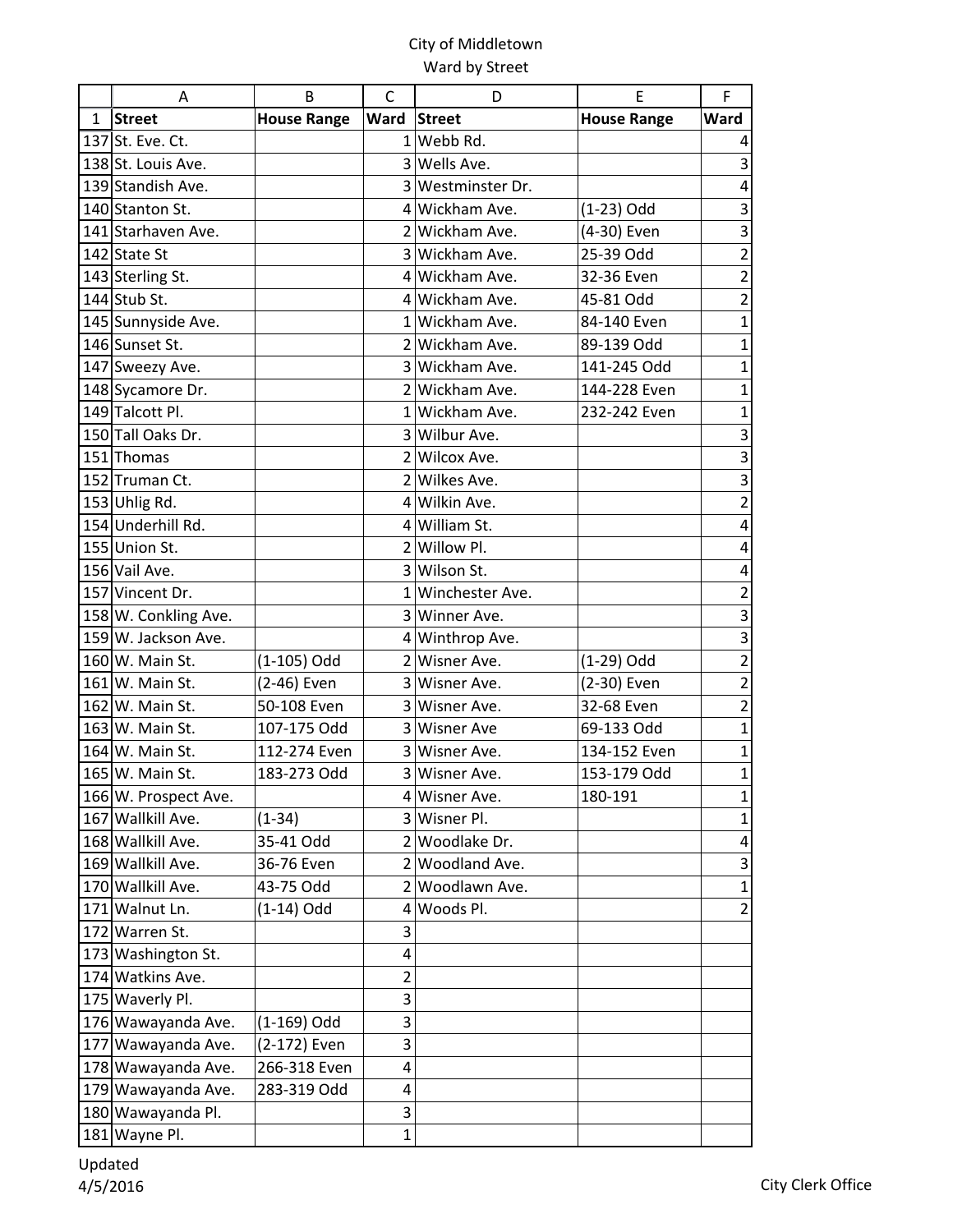City of Middletown

Ward by Street

| | A | B | C | D | E | F |
|---|---|---|---|---|---|---|
| 1 | **Street** | **House Range** | **Ward** | **Street** | **House Range** | **Ward** |
| 137 | St. Eve. Ct. | | 1 | Webb Rd. | | 4 |
| 138 | St. Louis Ave. | | 3 | Wells Ave. | | 3 |
| 139 | Standish Ave. | | 3 | Westminster Dr. | | 4 |
| 140 | Stanton St. | | 4 | Wickham Ave. | (1-23) Odd | 3 |
| 141 | Starhaven Ave. | | 2 | Wickham Ave. | (4-30) Even | 3 |
| 142 | State St | | 3 | Wickham Ave. | 25-39 Odd | 2 |
| 143 | Sterling St. | | 4 | Wickham Ave. | 32-36 Even | 2 |
| 144 | Stub St. | | 4 | Wickham Ave. | 45-81 Odd | 2 |
| 145 | Sunnyside Ave. | | 1 | Wickham Ave. | 84-140 Even | 1 |
| 146 | Sunset St. | | 2 | Wickham Ave. | 89-139 Odd | 1 |
| 147 | Sweezy Ave. | | 3 | Wickham Ave. | 141-245 Odd | 1 |
| 148 | Sycamore Dr. | | 2 | Wickham Ave. | 144-228 Even | 1 |
| 149 | Talcott Pl. | | 1 | Wickham Ave. | 232-242 Even | 1 |
| 150 | Tall Oaks Dr. | | 3 | Wilbur Ave. | | 3 |
| 151 | Thomas | | 2 | Wilcox Ave. | | 3 |
| 152 | Truman Ct. | | 2 | Wilkes Ave. | | 3 |
| 153 | Uhlig Rd. | | 4 | Wilkin Ave. | | 2 |
| 154 | Underhill Rd. | | 4 | William St. | | 4 |
| 155 | Union St. | | 2 | Willow Pl. | | 4 |
| 156 | Vail Ave. | | 3 | Wilson St. | | 4 |
| 157 | Vincent Dr. | | 1 | Winchester Ave. | | 2 |
| 158 | W. Conkling Ave. | | 3 | Winner Ave. | | 3 |
| 159 | W. Jackson Ave. | | 4 | Winthrop Ave. | | 3 |
| 160 | W. Main St. | (1-105) Odd | 2 | Wisner Ave. | (1-29) Odd | 2 |
| 161 | W. Main St. | (2-46) Even | 3 | Wisner Ave. | (2-30) Even | 2 |
| 162 | W. Main St. | 50-108 Even | 3 | Wisner Ave. | 32-68 Even | 2 |
| 163 | W. Main St. | 107-175 Odd | 3 | Wisner Ave | 69-133 Odd | 1 |
| 164 | W. Main St. | 112-274 Even | 3 | Wisner Ave. | 134-152 Even | 1 |
| 165 | W. Main St. | 183-273 Odd | 3 | Wisner Ave. | 153-179 Odd | 1 |
| 166 | W. Prospect Ave. | | 4 | Wisner Ave. | 180-191 | 1 |
| 167 | Wallkill Ave. | (1-34) | 3 | Wisner Pl. | | 1 |
| 168 | Wallkill Ave. | 35-41 Odd | 2 | Woodlake Dr. | | 4 |
| 169 | Wallkill Ave. | 36-76 Even | 2 | Woodland Ave. | | 3 |
| 170 | Wallkill Ave. | 43-75 Odd | 2 | Woodlawn Ave. | | 1 |
| 171 | Walnut Ln. | (1-14) Odd | 4 | Woods Pl. | | 2 |
| 172 | Warren St. | | 3 | | | |
| 173 | Washington St. | | 4 | | | |
| 174 | Watkins Ave. | | 2 | | | |
| 175 | Waverly Pl. | | 3 | | | |
| 176 | Wawayanda Ave. | (1-169) Odd | 3 | | | |
| 177 | Wawayanda Ave. | (2-172) Even | 3 | | | |
| 178 | Wawayanda Ave. | 266-318 Even | 4 | | | |
| 179 | Wawayanda Ave. | 283-319 Odd | 4 | | | |
| 180 | Wawayanda Pl. | | 3 | | | |
| 181 | Wayne Pl. | | 1 | | | |

Updated
4/5/2016

City Clerk Office